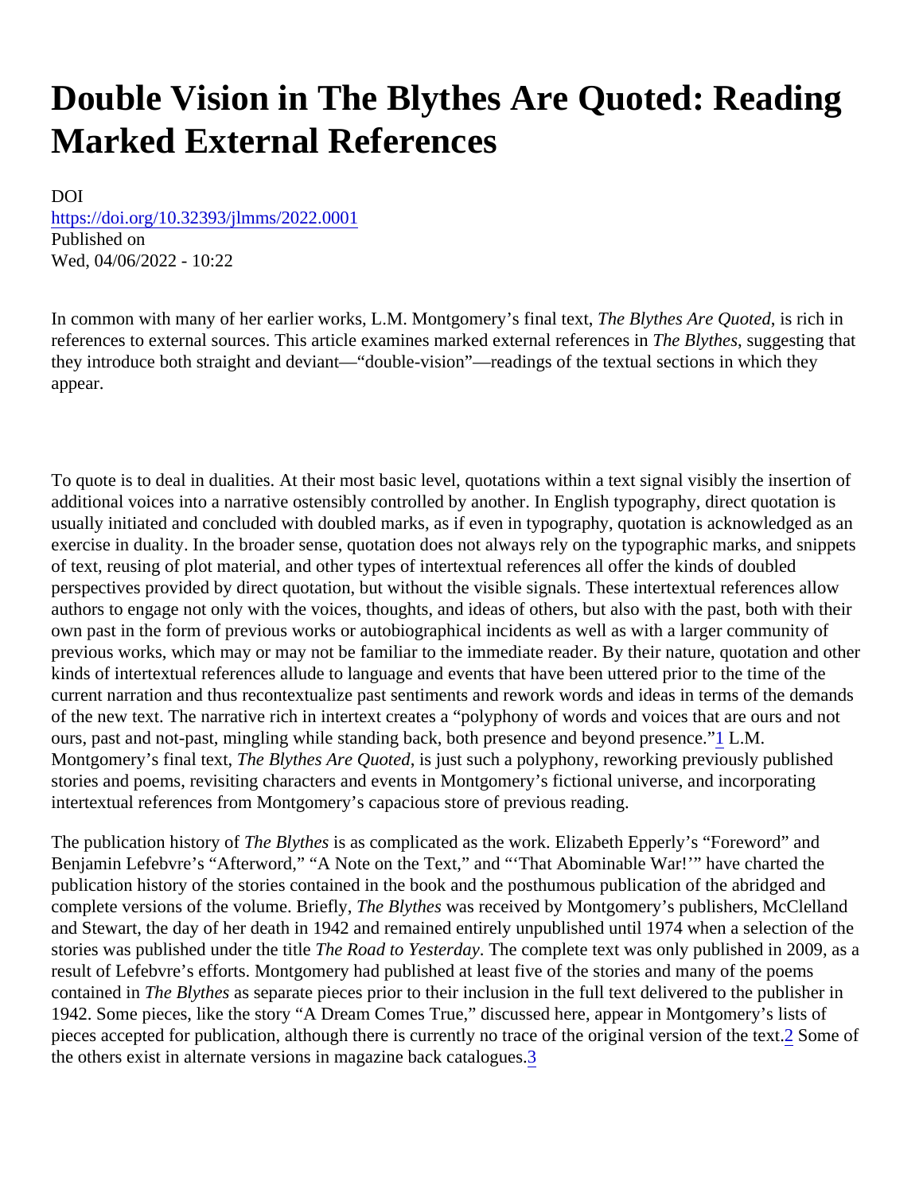# Double Vision in The Blythes Are Quoted: Reading Marked External References

DOI
https://doi.org/10.32393/jlmms/2022.0001
Published on
Wed, 04/06/2022 - 10:22

In common with many of her earlier works, L.M. Montgomery's final text, *The Blythes Are Quoted*, is rich in references to external sources. This article examines marked external references in *The Blythes*, suggesting that they introduce both straight and deviant—"double-vision"—readings of the textual sections in which they appear.

To quote is to deal in dualities. At their most basic level, quotations within a text signal visibly the insertion of additional voices into a narrative ostensibly controlled by another. In English typography, direct quotation is usually initiated and concluded with doubled marks, as if even in typography, quotation is acknowledged as an exercise in duality. In the broader sense, quotation does not always rely on the typographic marks, and snippets of text, reusing of plot material, and other types of intertextual references all offer the kinds of doubled perspectives provided by direct quotation, but without the visible signals. These intertextual references allow authors to engage not only with the voices, thoughts, and ideas of others, but also with the past, both with their own past in the form of previous works or autobiographical incidents as well as with a larger community of previous works, which may or may not be familiar to the immediate reader. By their nature, quotation and other kinds of intertextual references allude to language and events that have been uttered prior to the time of the current narration and thus recontextualize past sentiments and rework words and ideas in terms of the demands of the new text. The narrative rich in intertext creates a "polyphony of words and voices that are ours and not ours, past and not-past, mingling while standing back, both presence and beyond presence."[1] L.M. Montgomery's final text, *The Blythes Are Quoted*, is just such a polyphony, reworking previously published stories and poems, revisiting characters and events in Montgomery's fictional universe, and incorporating intertextual references from Montgomery's capacious store of previous reading.

The publication history of *The Blythes* is as complicated as the work. Elizabeth Epperly's "Foreword" and Benjamin Lefebvre's "Afterword," "A Note on the Text," and "'That Abominable War!'" have charted the publication history of the stories contained in the book and the posthumous publication of the abridged and complete versions of the volume. Briefly, *The Blythes* was received by Montgomery's publishers, McClelland and Stewart, the day of her death in 1942 and remained entirely unpublished until 1974 when a selection of the stories was published under the title *The Road to Yesterday*. The complete text was only published in 2009, as a result of Lefebvre's efforts. Montgomery had published at least five of the stories and many of the poems contained in *The Blythes* as separate pieces prior to their inclusion in the full text delivered to the publisher in 1942. Some pieces, like the story "A Dream Comes True," discussed here, appear in Montgomery's lists of pieces accepted for publication, although there is currently no trace of the original version of the text.[2] Some of the others exist in alternate versions in magazine back catalogues.[3]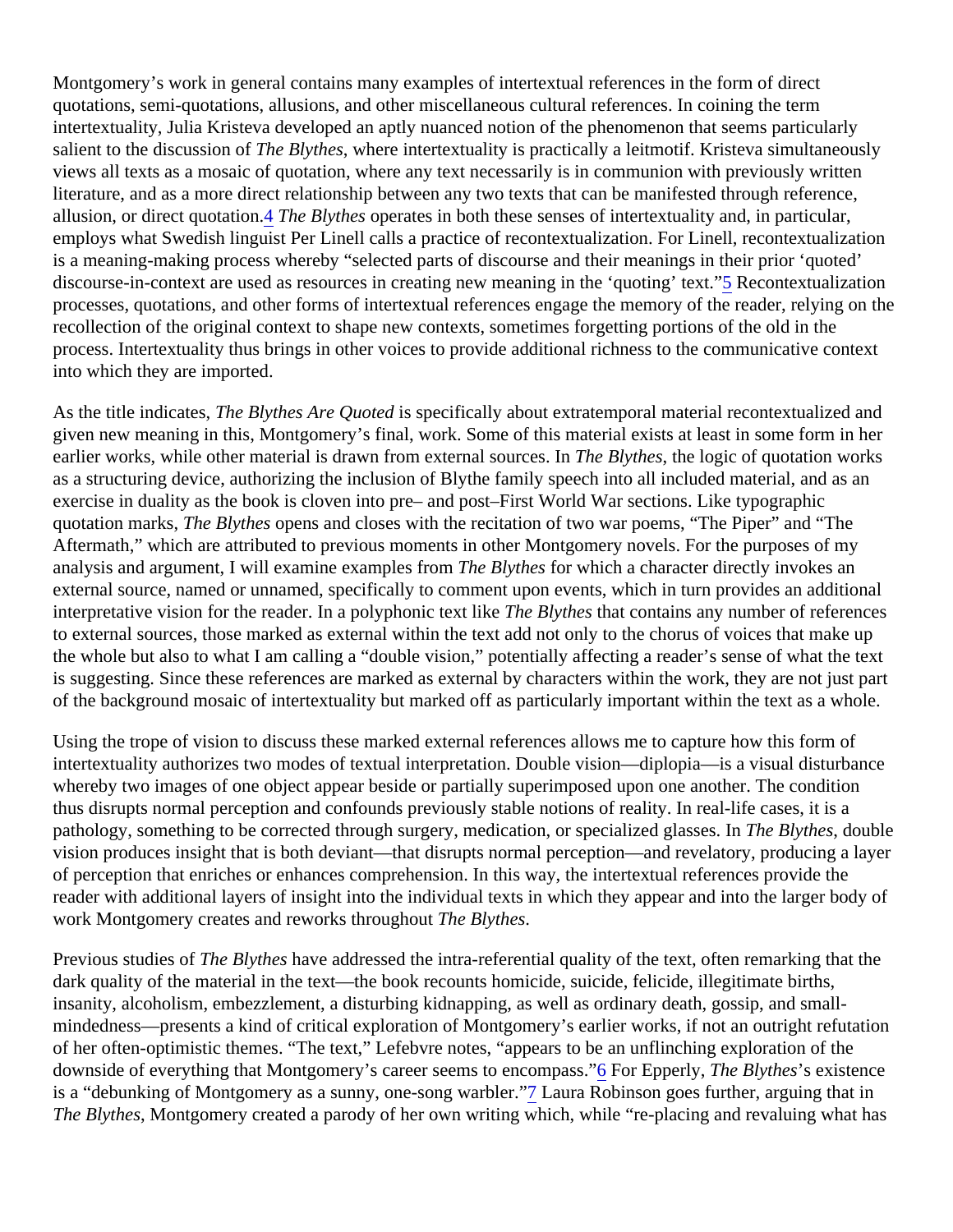Montgomery's work in general contains many examples of intertextual references in the form of direct quotations, semi-quotations, allusions, and other miscellaneous cultural references. In coining the term intertextuality, Julia Kristeva developed an aptly nuanced notion of the phenomenon that seems particularly salient to the discussion of *The Blythes*, where intertextuality is practically a leitmotif. Kristeva simultaneously views all texts as a mosaic of quotation, where any text necessarily is in communion with previously written literature, and as a more direct relationship between any two texts that can be manifested through reference, allusion, or direct quotation.[4] *The Blythes* operates in both these senses of intertextuality and, in particular, employs what Swedish linguist Per Linell calls a practice of recontextualization. For Linell, recontextualization is a meaning-making process whereby "selected parts of discourse and their meanings in their prior 'quoted' discourse-in-context are used as resources in creating new meaning in the 'quoting' text."[5] Recontextualization processes, quotations, and other forms of intertextual references engage the memory of the reader, relying on the recollection of the original context to shape new contexts, sometimes forgetting portions of the old in the process. Intertextuality thus brings in other voices to provide additional richness to the communicative context into which they are imported.

As the title indicates, *The Blythes Are Quoted* is specifically about extratemporal material recontextualized and given new meaning in this, Montgomery's final, work. Some of this material exists at least in some form in her earlier works, while other material is drawn from external sources. In *The Blythes*, the logic of quotation works as a structuring device, authorizing the inclusion of Blythe family speech into all included material, and as an exercise in duality as the book is cloven into pre– and post–First World War sections. Like typographic quotation marks, *The Blythes* opens and closes with the recitation of two war poems, "The Piper" and "The Aftermath," which are attributed to previous moments in other Montgomery novels. For the purposes of my analysis and argument, I will examine examples from *The Blythes* for which a character directly invokes an external source, named or unnamed, specifically to comment upon events, which in turn provides an additional interpretative vision for the reader. In a polyphonic text like *The Blythes* that contains any number of references to external sources, those marked as external within the text add not only to the chorus of voices that make up the whole but also to what I am calling a "double vision," potentially affecting a reader's sense of what the text is suggesting. Since these references are marked as external by characters within the work, they are not just part of the background mosaic of intertextuality but marked off as particularly important within the text as a whole.

Using the trope of vision to discuss these marked external references allows me to capture how this form of intertextuality authorizes two modes of textual interpretation. Double vision—diplopia—is a visual disturbance whereby two images of one object appear beside or partially superimposed upon one another. The condition thus disrupts normal perception and confounds previously stable notions of reality. In real-life cases, it is a pathology, something to be corrected through surgery, medication, or specialized glasses. In *The Blythes*, double vision produces insight that is both deviant—that disrupts normal perception—and revelatory, producing a layer of perception that enriches or enhances comprehension. In this way, the intertextual references provide the reader with additional layers of insight into the individual texts in which they appear and into the larger body of work Montgomery creates and reworks throughout *The Blythes*.

Previous studies of *The Blythes* have addressed the intra-referential quality of the text, often remarking that the dark quality of the material in the text—the book recounts homicide, suicide, felicide, illegitimate births, insanity, alcoholism, embezzlement, a disturbing kidnapping, as well as ordinary death, gossip, and small-mindedness—presents a kind of critical exploration of Montgomery's earlier works, if not an outright refutation of her often-optimistic themes. "The text," Lefebvre notes, "appears to be an unflinching exploration of the downside of everything that Montgomery's career seems to encompass."[6] For Epperly, *The Blythes*'s existence is a "debunking of Montgomery as a sunny, one-song warbler."[7] Laura Robinson goes further, arguing that in *The Blythes*, Montgomery created a parody of her own writing which, while "re-placing and revaluing what has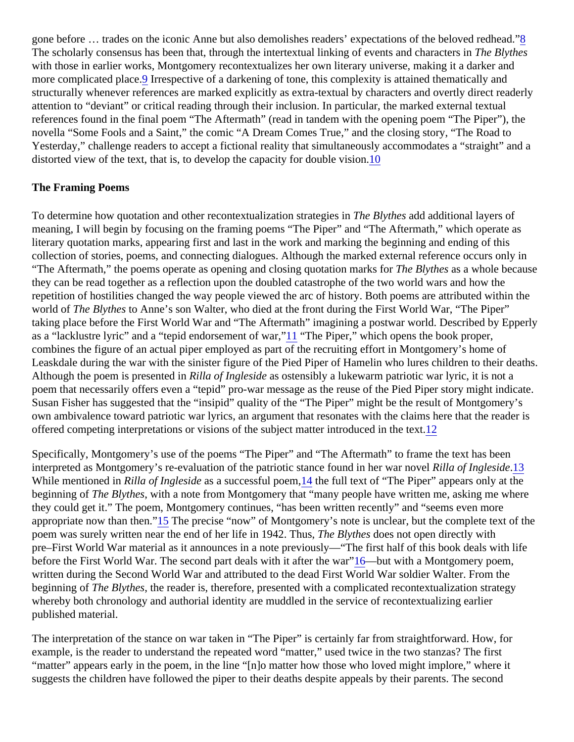gone before … trades on the iconic Anne but also demolishes readers' expectations of the beloved redhead."[8] The scholarly consensus has been that, through the intertextual linking of events and characters in *The Blythes* with those in earlier works, Montgomery recontextualizes her own literary universe, making it a darker and more complicated place.[9] Irrespective of a darkening of tone, this complexity is attained thematically and structurally whenever references are marked explicitly as extra-textual by characters and overtly direct readerly attention to "deviant" or critical reading through their inclusion. In particular, the marked external textual references found in the final poem "The Aftermath" (read in tandem with the opening poem "The Piper"), the novella "Some Fools and a Saint," the comic "A Dream Comes True," and the closing story, "The Road to Yesterday," challenge readers to accept a fictional reality that simultaneously accommodates a "straight" and a distorted view of the text, that is, to develop the capacity for double vision.[10]

**The Framing Poems**

To determine how quotation and other recontextualization strategies in *The Blythes* add additional layers of meaning, I will begin by focusing on the framing poems "The Piper" and "The Aftermath," which operate as literary quotation marks, appearing first and last in the work and marking the beginning and ending of this collection of stories, poems, and connecting dialogues. Although the marked external reference occurs only in "The Aftermath," the poems operate as opening and closing quotation marks for *The Blythes* as a whole because they can be read together as a reflection upon the doubled catastrophe of the two world wars and how the repetition of hostilities changed the way people viewed the arc of history. Both poems are attributed within the world of *The Blythes* to Anne's son Walter, who died at the front during the First World War, "The Piper" taking place before the First World War and "The Aftermath" imagining a postwar world. Described by Epperly as a "lacklustre lyric" and a "tepid endorsement of war,"[11] "The Piper," which opens the book proper, combines the figure of an actual piper employed as part of the recruiting effort in Montgomery's home of Leaskdale during the war with the sinister figure of the Pied Piper of Hamelin who lures children to their deaths. Although the poem is presented in *Rilla of Ingleside* as ostensibly a lukewarm patriotic war lyric, it is not a poem that necessarily offers even a "tepid" pro-war message as the reuse of the Pied Piper story might indicate. Susan Fisher has suggested that the "insipid" quality of the "The Piper" might be the result of Montgomery's own ambivalence toward patriotic war lyrics, an argument that resonates with the claims here that the reader is offered competing interpretations or visions of the subject matter introduced in the text.[12]

Specifically, Montgomery's use of the poems "The Piper" and "The Aftermath" to frame the text has been interpreted as Montgomery's re-evaluation of the patriotic stance found in her war novel *Rilla of Ingleside*.[13] While mentioned in *Rilla of Ingleside* as a successful poem,[14] the full text of "The Piper" appears only at the beginning of *The Blythes*, with a note from Montgomery that "many people have written me, asking me where they could get it." The poem, Montgomery continues, "has been written recently" and "seems even more appropriate now than then."[15] The precise "now" of Montgomery's note is unclear, but the complete text of the poem was surely written near the end of her life in 1942. Thus, *The Blythes* does not open directly with pre–First World War material as it announces in a note previously—"The first half of this book deals with life before the First World War. The second part deals with it after the war"[16]—but with a Montgomery poem, written during the Second World War and attributed to the dead First World War soldier Walter. From the beginning of *The Blythes*, the reader is, therefore, presented with a complicated recontextualization strategy whereby both chronology and authorial identity are muddled in the service of recontextualizing earlier published material.

The interpretation of the stance on war taken in "The Piper" is certainly far from straightforward. How, for example, is the reader to understand the repeated word "matter," used twice in the two stanzas? The first "matter" appears early in the poem, in the line "[n]o matter how those who loved might implore," where it suggests the children have followed the piper to their deaths despite appeals by their parents. The second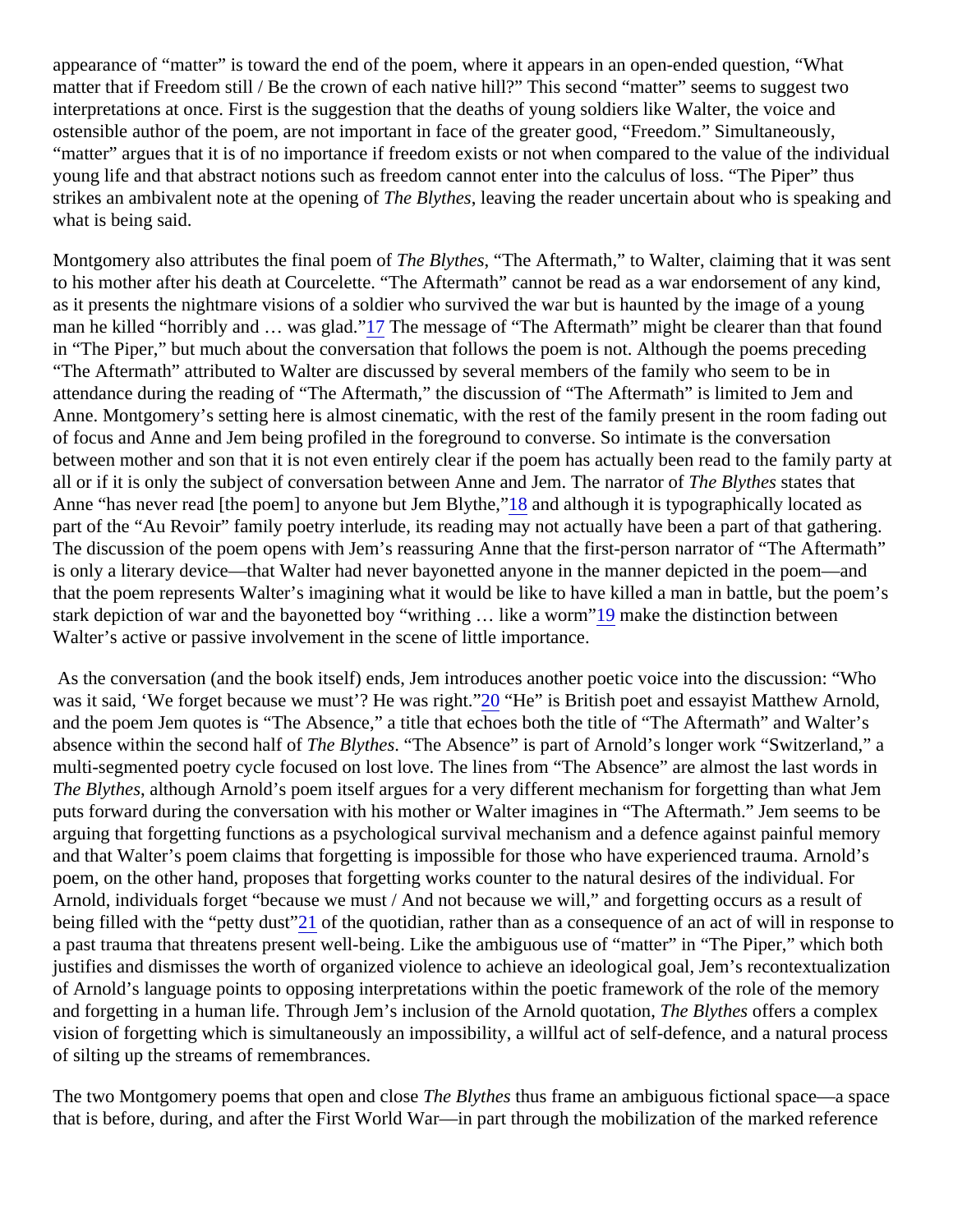appearance of "matter" is toward the end of the poem, where it appears in an open-ended question, "What matter that if Freedom still / Be the crown of each native hill?" This second "matter" seems to suggest two interpretations at once. First is the suggestion that the deaths of young soldiers like Walter, the voice and ostensible author of the poem, are not important in face of the greater good, "Freedom." Simultaneously, "matter" argues that it is of no importance if freedom exists or not when compared to the value of the individual young life and that abstract notions such as freedom cannot enter into the calculus of loss. "The Piper" thus strikes an ambivalent note at the opening of *The Blythes*, leaving the reader uncertain about who is speaking and what is being said.

Montgomery also attributes the final poem of *The Blythes*, "The Aftermath," to Walter, claiming that it was sent to his mother after his death at Courcelette. "The Aftermath" cannot be read as a war endorsement of any kind, as it presents the nightmare visions of a soldier who survived the war but is haunted by the image of a young man he killed "horribly and … was glad."[17] The message of "The Aftermath" might be clearer than that found in "The Piper," but much about the conversation that follows the poem is not. Although the poems preceding "The Aftermath" attributed to Walter are discussed by several members of the family who seem to be in attendance during the reading of "The Aftermath," the discussion of "The Aftermath" is limited to Jem and Anne. Montgomery's setting here is almost cinematic, with the rest of the family present in the room fading out of focus and Anne and Jem being profiled in the foreground to converse. So intimate is the conversation between mother and son that it is not even entirely clear if the poem has actually been read to the family party at all or if it is only the subject of conversation between Anne and Jem. The narrator of *The Blythes* states that Anne "has never read [the poem] to anyone but Jem Blythe,"[18] and although it is typographically located as part of the "Au Revoir" family poetry interlude, its reading may not actually have been a part of that gathering. The discussion of the poem opens with Jem's reassuring Anne that the first-person narrator of "The Aftermath" is only a literary device—that Walter had never bayonetted anyone in the manner depicted in the poem—and that the poem represents Walter's imagining what it would be like to have killed a man in battle, but the poem's stark depiction of war and the bayonetted boy "writhing … like a worm"[19] make the distinction between Walter's active or passive involvement in the scene of little importance.

As the conversation (and the book itself) ends, Jem introduces another poetic voice into the discussion: "Who was it said, 'We forget because we must'? He was right."[20] "He" is British poet and essayist Matthew Arnold, and the poem Jem quotes is "The Absence," a title that echoes both the title of "The Aftermath" and Walter's absence within the second half of *The Blythes*. "The Absence" is part of Arnold's longer work "Switzerland," a multi-segmented poetry cycle focused on lost love. The lines from "The Absence" are almost the last words in *The Blythes*, although Arnold's poem itself argues for a very different mechanism for forgetting than what Jem puts forward during the conversation with his mother or Walter imagines in "The Aftermath." Jem seems to be arguing that forgetting functions as a psychological survival mechanism and a defence against painful memory and that Walter's poem claims that forgetting is impossible for those who have experienced trauma. Arnold's poem, on the other hand, proposes that forgetting works counter to the natural desires of the individual. For Arnold, individuals forget "because we must / And not because we will," and forgetting occurs as a result of being filled with the "petty dust"[21] of the quotidian, rather than as a consequence of an act of will in response to a past trauma that threatens present well-being. Like the ambiguous use of "matter" in "The Piper," which both justifies and dismisses the worth of organized violence to achieve an ideological goal, Jem's recontextualization of Arnold's language points to opposing interpretations within the poetic framework of the role of the memory and forgetting in a human life. Through Jem's inclusion of the Arnold quotation, *The Blythes* offers a complex vision of forgetting which is simultaneously an impossibility, a willful act of self-defence, and a natural process of silting up the streams of remembrances.

The two Montgomery poems that open and close *The Blythes* thus frame an ambiguous fictional space—a space that is before, during, and after the First World War—in part through the mobilization of the marked reference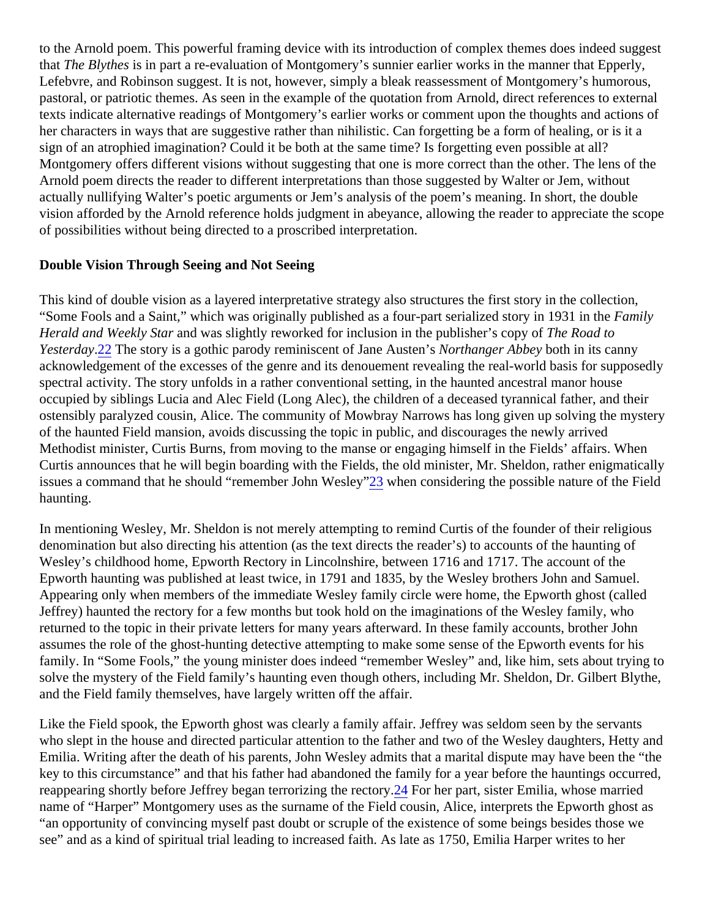to the Arnold poem. This powerful framing device with its introduction of complex themes does indeed suggest that *The Blythes* is in part a re-evaluation of Montgomery's sunnier earlier works in the manner that Epperly, Lefebvre, and Robinson suggest. It is not, however, simply a bleak reassessment of Montgomery's humorous, pastoral, or patriotic themes. As seen in the example of the quotation from Arnold, direct references to external texts indicate alternative readings of Montgomery's earlier works or comment upon the thoughts and actions of her characters in ways that are suggestive rather than nihilistic. Can forgetting be a form of healing, or is it a sign of an atrophied imagination? Could it be both at the same time? Is forgetting even possible at all? Montgomery offers different visions without suggesting that one is more correct than the other. The lens of the Arnold poem directs the reader to different interpretations than those suggested by Walter or Jem, without actually nullifying Walter's poetic arguments or Jem's analysis of the poem's meaning. In short, the double vision afforded by the Arnold reference holds judgment in abeyance, allowing the reader to appreciate the scope of possibilities without being directed to a proscribed interpretation.

**Double Vision Through Seeing and Not Seeing**

This kind of double vision as a layered interpretative strategy also structures the first story in the collection, "Some Fools and a Saint," which was originally published as a four-part serialized story in 1931 in the *Family Herald and Weekly Star* and was slightly reworked for inclusion in the publisher's copy of *The Road to Yesterday*.[22] The story is a gothic parody reminiscent of Jane Austen's *Northanger Abbey* both in its canny acknowledgement of the excesses of the genre and its denouement revealing the real-world basis for supposedly spectral activity. The story unfolds in a rather conventional setting, in the haunted ancestral manor house occupied by siblings Lucia and Alec Field (Long Alec), the children of a deceased tyrannical father, and their ostensibly paralyzed cousin, Alice. The community of Mowbray Narrows has long given up solving the mystery of the haunted Field mansion, avoids discussing the topic in public, and discourages the newly arrived Methodist minister, Curtis Burns, from moving to the manse or engaging himself in the Fields' affairs. When Curtis announces that he will begin boarding with the Fields, the old minister, Mr. Sheldon, rather enigmatically issues a command that he should "remember John Wesley"[23] when considering the possible nature of the Field haunting.

In mentioning Wesley, Mr. Sheldon is not merely attempting to remind Curtis of the founder of their religious denomination but also directing his attention (as the text directs the reader's) to accounts of the haunting of Wesley's childhood home, Epworth Rectory in Lincolnshire, between 1716 and 1717. The account of the Epworth haunting was published at least twice, in 1791 and 1835, by the Wesley brothers John and Samuel. Appearing only when members of the immediate Wesley family circle were home, the Epworth ghost (called Jeffrey) haunted the rectory for a few months but took hold on the imaginations of the Wesley family, who returned to the topic in their private letters for many years afterward. In these family accounts, brother John assumes the role of the ghost-hunting detective attempting to make some sense of the Epworth events for his family. In "Some Fools," the young minister does indeed "remember Wesley" and, like him, sets about trying to solve the mystery of the Field family's haunting even though others, including Mr. Sheldon, Dr. Gilbert Blythe, and the Field family themselves, have largely written off the affair.

Like the Field spook, the Epworth ghost was clearly a family affair. Jeffrey was seldom seen by the servants who slept in the house and directed particular attention to the father and two of the Wesley daughters, Hetty and Emilia. Writing after the death of his parents, John Wesley admits that a marital dispute may have been the "the key to this circumstance" and that his father had abandoned the family for a year before the hauntings occurred, reappearing shortly before Jeffrey began terrorizing the rectory.[24] For her part, sister Emilia, whose married name of "Harper" Montgomery uses as the surname of the Field cousin, Alice, interprets the Epworth ghost as "an opportunity of convincing myself past doubt or scruple of the existence of some beings besides those we see" and as a kind of spiritual trial leading to increased faith. As late as 1750, Emilia Harper writes to her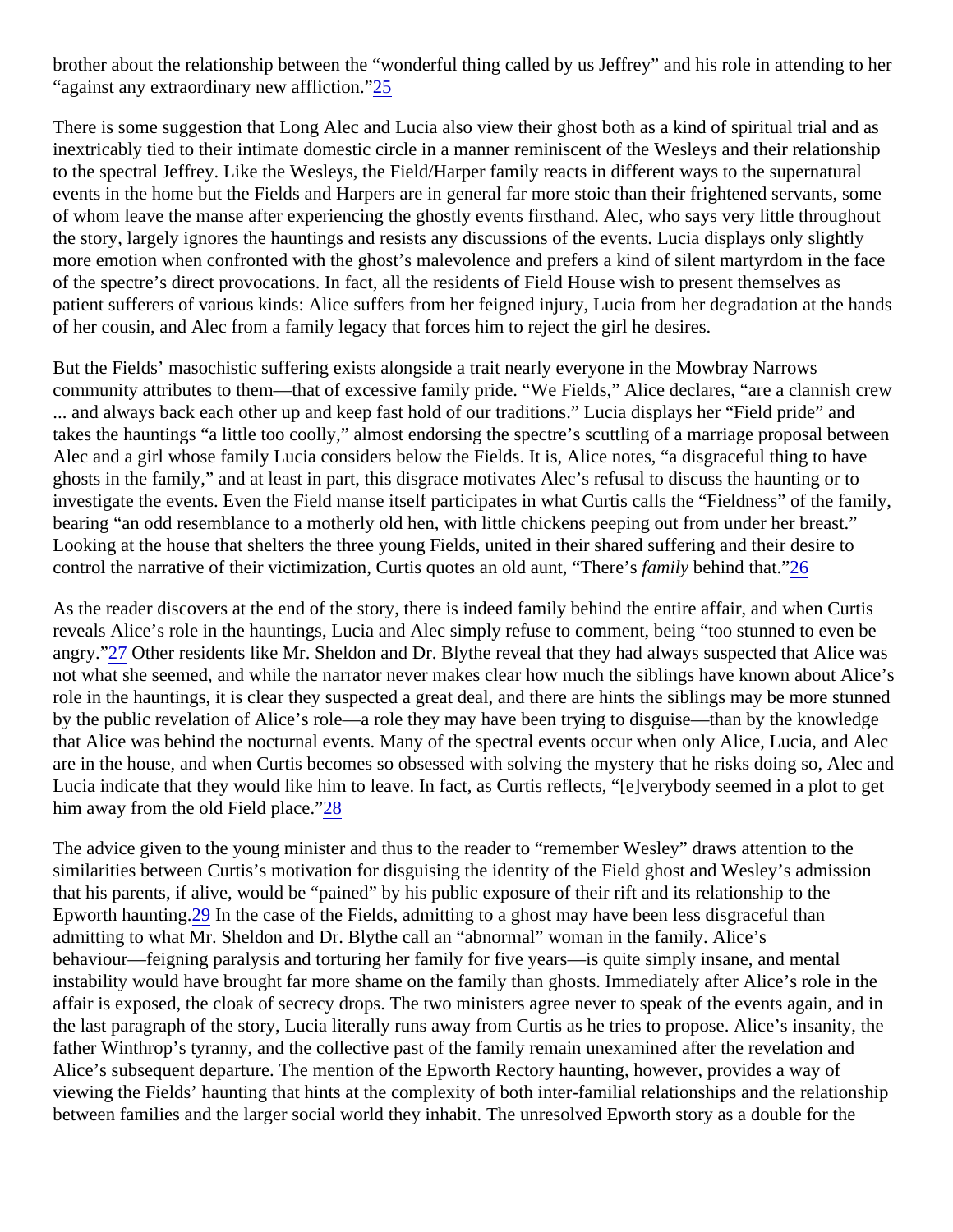brother about the relationship between the "wonderful thing called by us Jeffrey" and his role in attending to her "against any extraordinary new affliction."[25]

There is some suggestion that Long Alec and Lucia also view their ghost both as a kind of spiritual trial and as inextricably tied to their intimate domestic circle in a manner reminiscent of the Wesleys and their relationship to the spectral Jeffrey. Like the Wesleys, the Field/Harper family reacts in different ways to the supernatural events in the home but the Fields and Harpers are in general far more stoic than their frightened servants, some of whom leave the manse after experiencing the ghostly events firsthand. Alec, who says very little throughout the story, largely ignores the hauntings and resists any discussions of the events. Lucia displays only slightly more emotion when confronted with the ghost's malevolence and prefers a kind of silent martyrdom in the face of the spectre's direct provocations. In fact, all the residents of Field House wish to present themselves as patient sufferers of various kinds: Alice suffers from her feigned injury, Lucia from her degradation at the hands of her cousin, and Alec from a family legacy that forces him to reject the girl he desires.

But the Fields' masochistic suffering exists alongside a trait nearly everyone in the Mowbray Narrows community attributes to them—that of excessive family pride. "We Fields," Alice declares, "are a clannish crew ... and always back each other up and keep fast hold of our traditions." Lucia displays her "Field pride" and takes the hauntings "a little too coolly," almost endorsing the spectre's scuttling of a marriage proposal between Alec and a girl whose family Lucia considers below the Fields. It is, Alice notes, "a disgraceful thing to have ghosts in the family," and at least in part, this disgrace motivates Alec's refusal to discuss the haunting or to investigate the events. Even the Field manse itself participates in what Curtis calls the "Fieldness" of the family, bearing "an odd resemblance to a motherly old hen, with little chickens peeping out from under her breast." Looking at the house that shelters the three young Fields, united in their shared suffering and their desire to control the narrative of their victimization, Curtis quotes an old aunt, "There's *family* behind that."[26]

As the reader discovers at the end of the story, there is indeed family behind the entire affair, and when Curtis reveals Alice's role in the hauntings, Lucia and Alec simply refuse to comment, being "too stunned to even be angry."[27] Other residents like Mr. Sheldon and Dr. Blythe reveal that they had always suspected that Alice was not what she seemed, and while the narrator never makes clear how much the siblings have known about Alice's role in the hauntings, it is clear they suspected a great deal, and there are hints the siblings may be more stunned by the public revelation of Alice's role—a role they may have been trying to disguise—than by the knowledge that Alice was behind the nocturnal events. Many of the spectral events occur when only Alice, Lucia, and Alec are in the house, and when Curtis becomes so obsessed with solving the mystery that he risks doing so, Alec and Lucia indicate that they would like him to leave. In fact, as Curtis reflects, "[e]verybody seemed in a plot to get him away from the old Field place."[28]

The advice given to the young minister and thus to the reader to "remember Wesley" draws attention to the similarities between Curtis's motivation for disguising the identity of the Field ghost and Wesley's admission that his parents, if alive, would be "pained" by his public exposure of their rift and its relationship to the Epworth haunting.[29] In the case of the Fields, admitting to a ghost may have been less disgraceful than admitting to what Mr. Sheldon and Dr. Blythe call an "abnormal" woman in the family. Alice's behaviour—feigning paralysis and torturing her family for five years—is quite simply insane, and mental instability would have brought far more shame on the family than ghosts. Immediately after Alice's role in the affair is exposed, the cloak of secrecy drops. The two ministers agree never to speak of the events again, and in the last paragraph of the story, Lucia literally runs away from Curtis as he tries to propose. Alice's insanity, the father Winthrop's tyranny, and the collective past of the family remain unexamined after the revelation and Alice's subsequent departure. The mention of the Epworth Rectory haunting, however, provides a way of viewing the Fields' haunting that hints at the complexity of both inter-familial relationships and the relationship between families and the larger social world they inhabit. The unresolved Epworth story as a double for the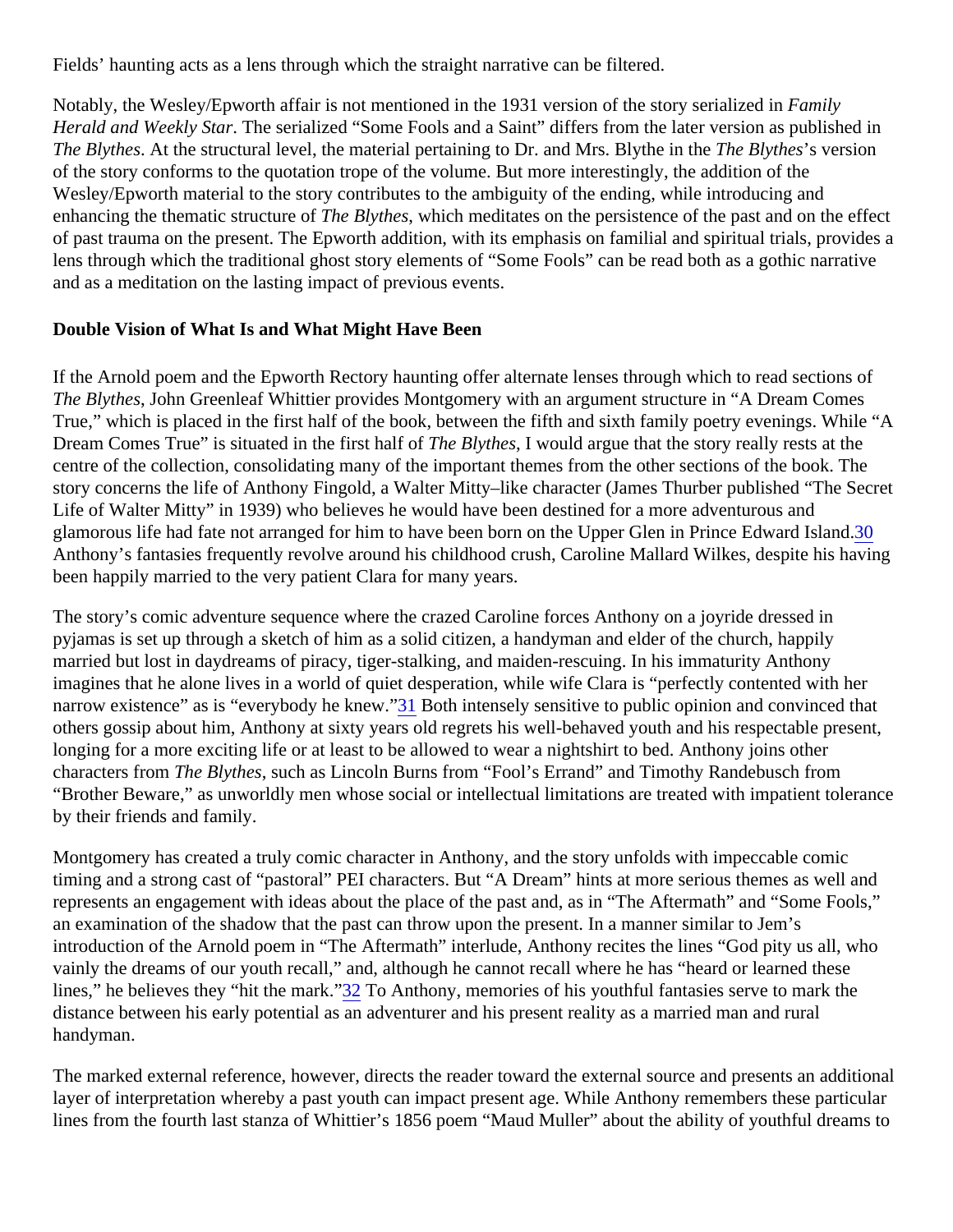Fields' haunting acts as a lens through which the straight narrative can be filtered.

Notably, the Wesley/Epworth affair is not mentioned in the 1931 version of the story serialized in *Family Herald and Weekly Star*. The serialized "Some Fools and a Saint" differs from the later version as published in *The Blythes*. At the structural level, the material pertaining to Dr. and Mrs. Blythe in the *The Blythes*'s version of the story conforms to the quotation trope of the volume. But more interestingly, the addition of the Wesley/Epworth material to the story contributes to the ambiguity of the ending, while introducing and enhancing the thematic structure of *The Blythes*, which meditates on the persistence of the past and on the effect of past trauma on the present. The Epworth addition, with its emphasis on familial and spiritual trials, provides a lens through which the traditional ghost story elements of "Some Fools" can be read both as a gothic narrative and as a meditation on the lasting impact of previous events.

**Double Vision of What Is and What Might Have Been**

If the Arnold poem and the Epworth Rectory haunting offer alternate lenses through which to read sections of *The Blythes*, John Greenleaf Whittier provides Montgomery with an argument structure in "A Dream Comes True," which is placed in the first half of the book, between the fifth and sixth family poetry evenings. While "A Dream Comes True" is situated in the first half of *The Blythes*, I would argue that the story really rests at the centre of the collection, consolidating many of the important themes from the other sections of the book. The story concerns the life of Anthony Fingold, a Walter Mitty–like character (James Thurber published "The Secret Life of Walter Mitty" in 1939) who believes he would have been destined for a more adventurous and glamorous life had fate not arranged for him to have been born on the Upper Glen in Prince Edward Island.[30] Anthony's fantasies frequently revolve around his childhood crush, Caroline Mallard Wilkes, despite his having been happily married to the very patient Clara for many years.

The story's comic adventure sequence where the crazed Caroline forces Anthony on a joyride dressed in pyjamas is set up through a sketch of him as a solid citizen, a handyman and elder of the church, happily married but lost in daydreams of piracy, tiger-stalking, and maiden-rescuing. In his immaturity Anthony imagines that he alone lives in a world of quiet desperation, while wife Clara is "perfectly contented with her narrow existence" as is "everybody he knew."[31] Both intensely sensitive to public opinion and convinced that others gossip about him, Anthony at sixty years old regrets his well-behaved youth and his respectable present, longing for a more exciting life or at least to be allowed to wear a nightshirt to bed. Anthony joins other characters from *The Blythes*, such as Lincoln Burns from "Fool's Errand" and Timothy Randebusch from "Brother Beware," as unworldly men whose social or intellectual limitations are treated with impatient tolerance by their friends and family.

Montgomery has created a truly comic character in Anthony, and the story unfolds with impeccable comic timing and a strong cast of "pastoral" PEI characters. But "A Dream" hints at more serious themes as well and represents an engagement with ideas about the place of the past and, as in "The Aftermath" and "Some Fools," an examination of the shadow that the past can throw upon the present. In a manner similar to Jem's introduction of the Arnold poem in "The Aftermath" interlude, Anthony recites the lines "God pity us all, who vainly the dreams of our youth recall," and, although he cannot recall where he has "heard or learned these lines," he believes they "hit the mark."[32] To Anthony, memories of his youthful fantasies serve to mark the distance between his early potential as an adventurer and his present reality as a married man and rural handyman.

The marked external reference, however, directs the reader toward the external source and presents an additional layer of interpretation whereby a past youth can impact present age. While Anthony remembers these particular lines from the fourth last stanza of Whittier's 1856 poem "Maud Muller" about the ability of youthful dreams to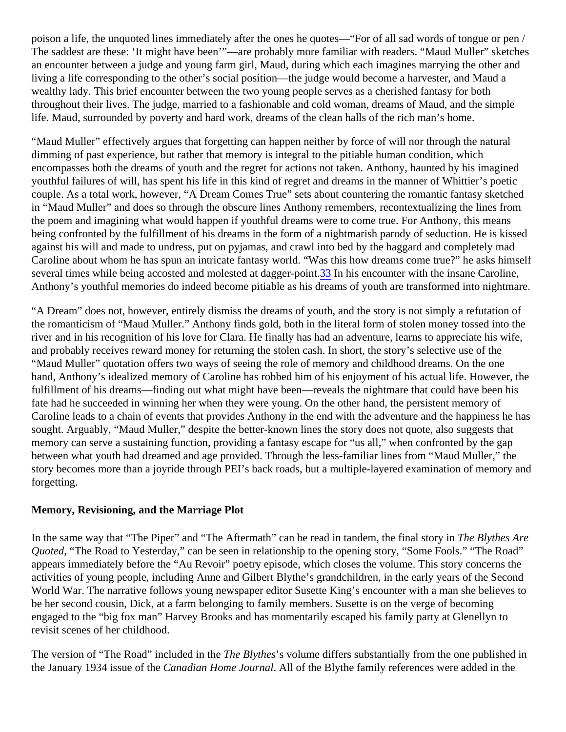poison a life, the unquoted lines immediately after the ones he quotes—“For of all sad words of tongue or pen / The saddest are these: ‘It might have been’”—are probably more familiar with readers. “Maud Muller” sketches an encounter between a judge and young farm girl, Maud, during which each imagines marrying the other and living a life corresponding to the other’s social position—the judge would become a harvester, and Maud a wealthy lady. This brief encounter between the two young people serves as a cherished fantasy for both throughout their lives. The judge, married to a fashionable and cold woman, dreams of Maud, and the simple life. Maud, surrounded by poverty and hard work, dreams of the clean halls of the rich man’s home.

“Maud Muller” effectively argues that forgetting can happen neither by force of will nor through the natural dimming of past experience, but rather that memory is integral to the pitiable human condition, which encompasses both the dreams of youth and the regret for actions not taken. Anthony, haunted by his imagined youthful failures of will, has spent his life in this kind of regret and dreams in the manner of Whittier’s poetic couple. As a total work, however, “A Dream Comes True” sets about countering the romantic fantasy sketched in “Maud Muller” and does so through the obscure lines Anthony remembers, recontextualizing the lines from the poem and imagining what would happen if youthful dreams were to come true. For Anthony, this means being confronted by the fulfillment of his dreams in the form of a nightmarish parody of seduction. He is kissed against his will and made to undress, put on pyjamas, and crawl into bed by the haggard and completely mad Caroline about whom he has spun an intricate fantasy world. “Was this how dreams come true?” he asks himself several times while being accosted and molested at dagger-point.[33] In his encounter with the insane Caroline, Anthony’s youthful memories do indeed become pitiable as his dreams of youth are transformed into nightmare.

“A Dream” does not, however, entirely dismiss the dreams of youth, and the story is not simply a refutation of the romanticism of “Maud Muller.” Anthony finds gold, both in the literal form of stolen money tossed into the river and in his recognition of his love for Clara. He finally has had an adventure, learns to appreciate his wife, and probably receives reward money for returning the stolen cash. In short, the story’s selective use of the “Maud Muller” quotation offers two ways of seeing the role of memory and childhood dreams. On the one hand, Anthony’s idealized memory of Caroline has robbed him of his enjoyment of his actual life. However, the fulfillment of his dreams—finding out what might have been—reveals the nightmare that could have been his fate had he succeeded in winning her when they were young. On the other hand, the persistent memory of Caroline leads to a chain of events that provides Anthony in the end with the adventure and the happiness he has sought. Arguably, “Maud Muller,” despite the better-known lines the story does not quote, also suggests that memory can serve a sustaining function, providing a fantasy escape for “us all,” when confronted by the gap between what youth had dreamed and age provided. Through the less-familiar lines from “Maud Muller,” the story becomes more than a joyride through PEI’s back roads, but a multiple-layered examination of memory and forgetting.

**Memory, Revisioning, and the Marriage Plot**

In the same way that “The Piper” and “The Aftermath” can be read in tandem, the final story in *The Blythes Are Quoted*, “The Road to Yesterday,” can be seen in relationship to the opening story, “Some Fools.” “The Road” appears immediately before the “Au Revoir” poetry episode, which closes the volume. This story concerns the activities of young people, including Anne and Gilbert Blythe’s grandchildren, in the early years of the Second World War. The narrative follows young newspaper editor Susette King’s encounter with a man she believes to be her second cousin, Dick, at a farm belonging to family members. Susette is on the verge of becoming engaged to the “big fox man” Harvey Brooks and has momentarily escaped his family party at Glenellyn to revisit scenes of her childhood.

The version of “The Road” included in the *The Blythes*’s volume differs substantially from the one published in the January 1934 issue of the *Canadian Home Journal*. All of the Blythe family references were added in the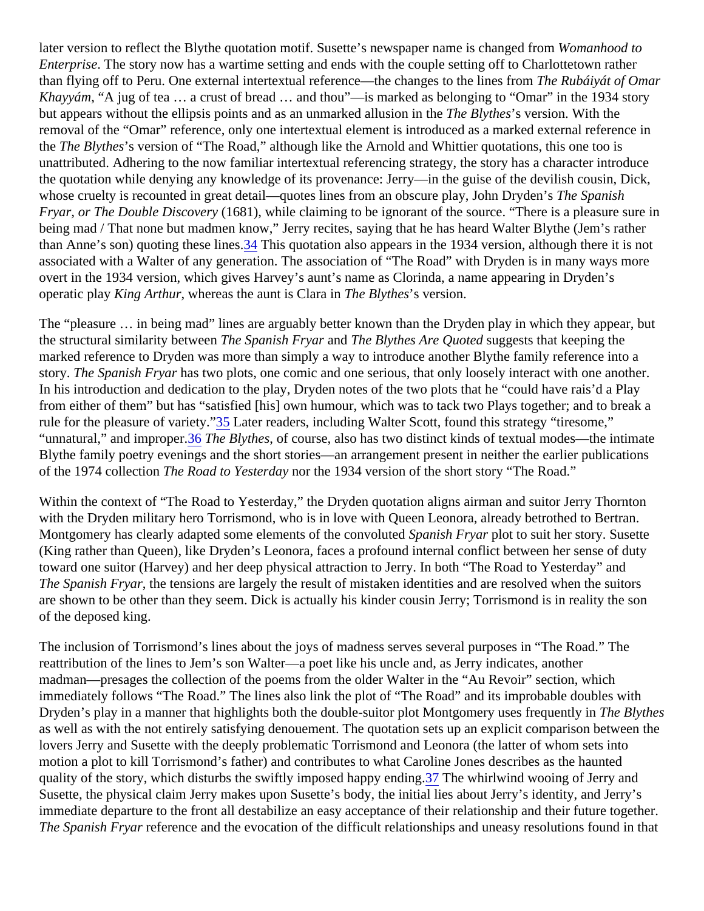later version to reflect the Blythe quotation motif. Susette's newspaper name is changed from *Womanhood* to *Enterprise*. The story now has a wartime setting and ends with the couple setting off to Charlottetown rather than flying off to Peru. One external intertextual reference—the changes to the lines from *The Rubáiyát of Omar Khayyám*, "A jug of tea … a crust of bread … and thou"—is marked as belonging to "Omar" in the 1934 story but appears without the ellipsis points and as an unmarked allusion in the *The Blythes*'s version. With the removal of the "Omar" reference, only one intertextual element is introduced as a marked external reference in the *The Blythes*'s version of "The Road," although like the Arnold and Whittier quotations, this one too is unattributed. Adhering to the now familiar intertextual referencing strategy, the story has a character introduce the quotation while denying any knowledge of its provenance: Jerry—in the guise of the devilish cousin, Dick, whose cruelty is recounted in great detail—quotes lines from an obscure play, John Dryden's *The Spanish Fryar, or The Double Discovery* (1681), while claiming to be ignorant of the source. "There is a pleasure sure in being mad / That none but madmen know," Jerry recites, saying that he has heard Walter Blythe (Jem's rather than Anne's son) quoting these lines.[34] This quotation also appears in the 1934 version, although there it is not associated with a Walter of any generation. The association of "The Road" with Dryden is in many ways more overt in the 1934 version, which gives Harvey's aunt's name as Clorinda, a name appearing in Dryden's operatic play *King Arthur*, whereas the aunt is Clara in *The Blythes*'s version.

The "pleasure … in being mad" lines are arguably better known than the Dryden play in which they appear, but the structural similarity between *The Spanish Fryar* and *The Blythes Are Quoted* suggests that keeping the marked reference to Dryden was more than simply a way to introduce another Blythe family reference into a story. *The Spanish Fryar* has two plots, one comic and one serious, that only loosely interact with one another. In his introduction and dedication to the play, Dryden notes of the two plots that he "could have rais'd a Play from either of them" but has "satisfied [his] own humour, which was to tack two Plays together; and to break a rule for the pleasure of variety."[35] Later readers, including Walter Scott, found this strategy "tiresome," "unnatural," and improper.[36] *The Blythes*, of course, also has two distinct kinds of textual modes—the intimate Blythe family poetry evenings and the short stories—an arrangement present in neither the earlier publications of the 1974 collection *The Road to Yesterday* nor the 1934 version of the short story "The Road."

Within the context of "The Road to Yesterday," the Dryden quotation aligns airman and suitor Jerry Thornton with the Dryden military hero Torrismond, who is in love with Queen Leonora, already betrothed to Bertran. Montgomery has clearly adapted some elements of the convoluted *Spanish Fryar* plot to suit her story. Susette (King rather than Queen), like Dryden's Leonora, faces a profound internal conflict between her sense of duty toward one suitor (Harvey) and her deep physical attraction to Jerry. In both "The Road to Yesterday" and *The Spanish Fryar*, the tensions are largely the result of mistaken identities and are resolved when the suitors are shown to be other than they seem. Dick is actually his kinder cousin Jerry; Torrismond is in reality the son of the deposed king.

The inclusion of Torrismond's lines about the joys of madness serves several purposes in "The Road." The reattribution of the lines to Jem's son Walter—a poet like his uncle and, as Jerry indicates, another madman—presages the collection of the poems from the older Walter in the "Au Revoir" section, which immediately follows "The Road." The lines also link the plot of "The Road" and its improbable doubles with Dryden's play in a manner that highlights both the double-suitor plot Montgomery uses frequently in *The Blythes* as well as with the not entirely satisfying denouement. The quotation sets up an explicit comparison between the lovers Jerry and Susette with the deeply problematic Torrismond and Leonora (the latter of whom sets into motion a plot to kill Torrismond's father) and contributes to what Caroline Jones describes as the haunted quality of the story, which disturbs the swiftly imposed happy ending.[37] The whirlwind wooing of Jerry and Susette, the physical claim Jerry makes upon Susette's body, the initial lies about Jerry's identity, and Jerry's immediate departure to the front all destabilize an easy acceptance of their relationship and their future together. *The Spanish Fryar* reference and the evocation of the difficult relationships and uneasy resolutions found in that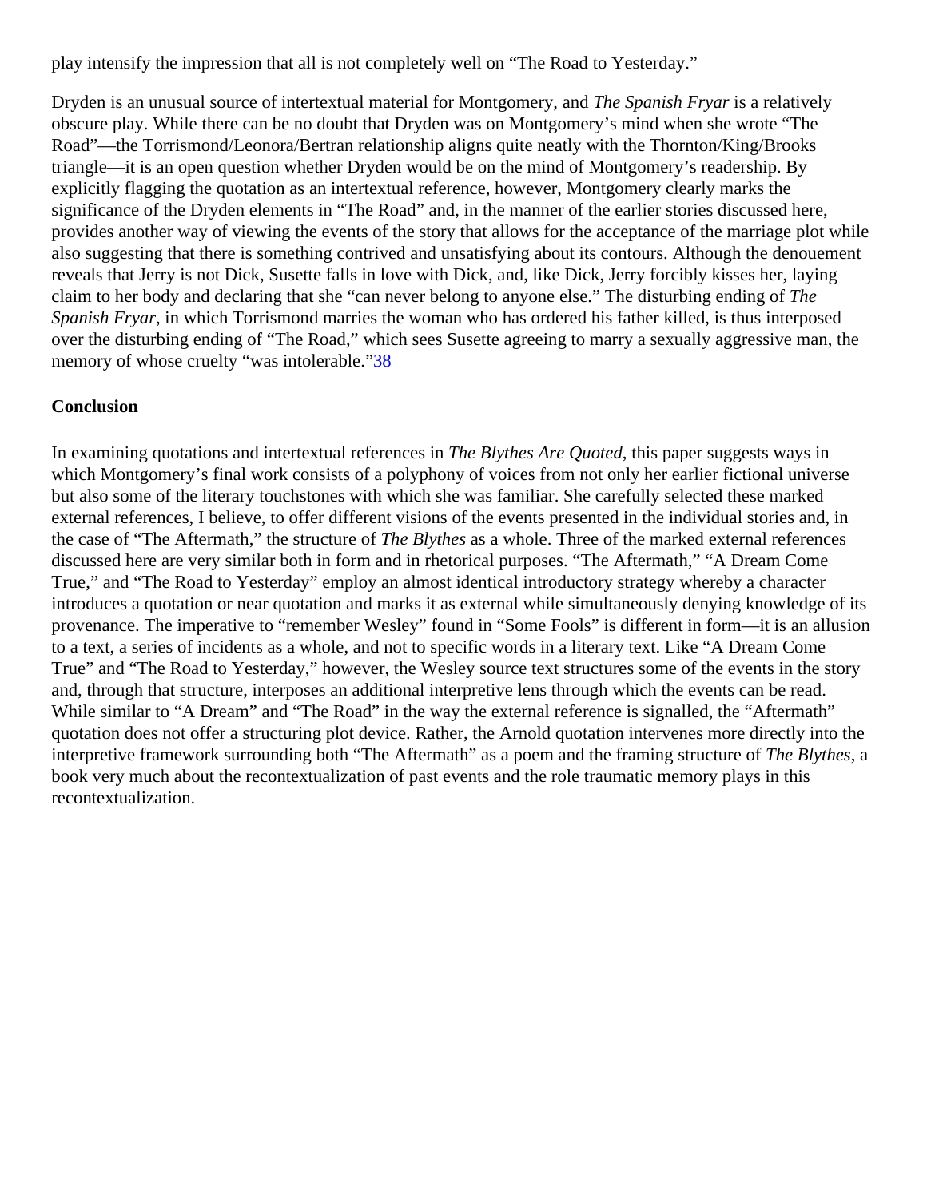play intensify the impression that all is not completely well on "The Road to Yesterday."

Dryden is an unusual source of intertextual material for Montgomery, and *The Spanish Fryar* is a relatively obscure play. While there can be no doubt that Dryden was on Montgomery's mind when she wrote "The Road"—the Torrismond/Leonora/Bertran relationship aligns quite neatly with the Thornton/King/Brooks triangle—it is an open question whether Dryden would be on the mind of Montgomery's readership. By explicitly flagging the quotation as an intertextual reference, however, Montgomery clearly marks the significance of the Dryden elements in "The Road" and, in the manner of the earlier stories discussed here, provides another way of viewing the events of the story that allows for the acceptance of the marriage plot while also suggesting that there is something contrived and unsatisfying about its contours. Although the denouement reveals that Jerry is not Dick, Susette falls in love with Dick, and, like Dick, Jerry forcibly kisses her, laying claim to her body and declaring that she "can never belong to anyone else." The disturbing ending of *The Spanish Fryar*, in which Torrismond marries the woman who has ordered his father killed, is thus interposed over the disturbing ending of "The Road," which sees Susette agreeing to marry a sexually aggressive man, the memory of whose cruelty "was intolerable."[38]

**Conclusion**

In examining quotations and intertextual references in *The Blythes Are Quoted*, this paper suggests ways in which Montgomery's final work consists of a polyphony of voices from not only her earlier fictional universe but also some of the literary touchstones with which she was familiar. She carefully selected these marked external references, I believe, to offer different visions of the events presented in the individual stories and, in the case of "The Aftermath," the structure of *The Blythes* as a whole. Three of the marked external references discussed here are very similar both in form and in rhetorical purposes. "The Aftermath," "A Dream Come True," and "The Road to Yesterday" employ an almost identical introductory strategy whereby a character introduces a quotation or near quotation and marks it as external while simultaneously denying knowledge of its provenance. The imperative to "remember Wesley" found in "Some Fools" is different in form—it is an allusion to a text, a series of incidents as a whole, and not to specific words in a literary text. Like "A Dream Come True" and "The Road to Yesterday," however, the Wesley source text structures some of the events in the story and, through that structure, interposes an additional interpretive lens through which the events can be read. While similar to "A Dream" and "The Road" in the way the external reference is signalled, the "Aftermath" quotation does not offer a structuring plot device. Rather, the Arnold quotation intervenes more directly into the interpretive framework surrounding both "The Aftermath" as a poem and the framing structure of *The Blythes*, a book very much about the recontextualization of past events and the role traumatic memory plays in this recontextualization.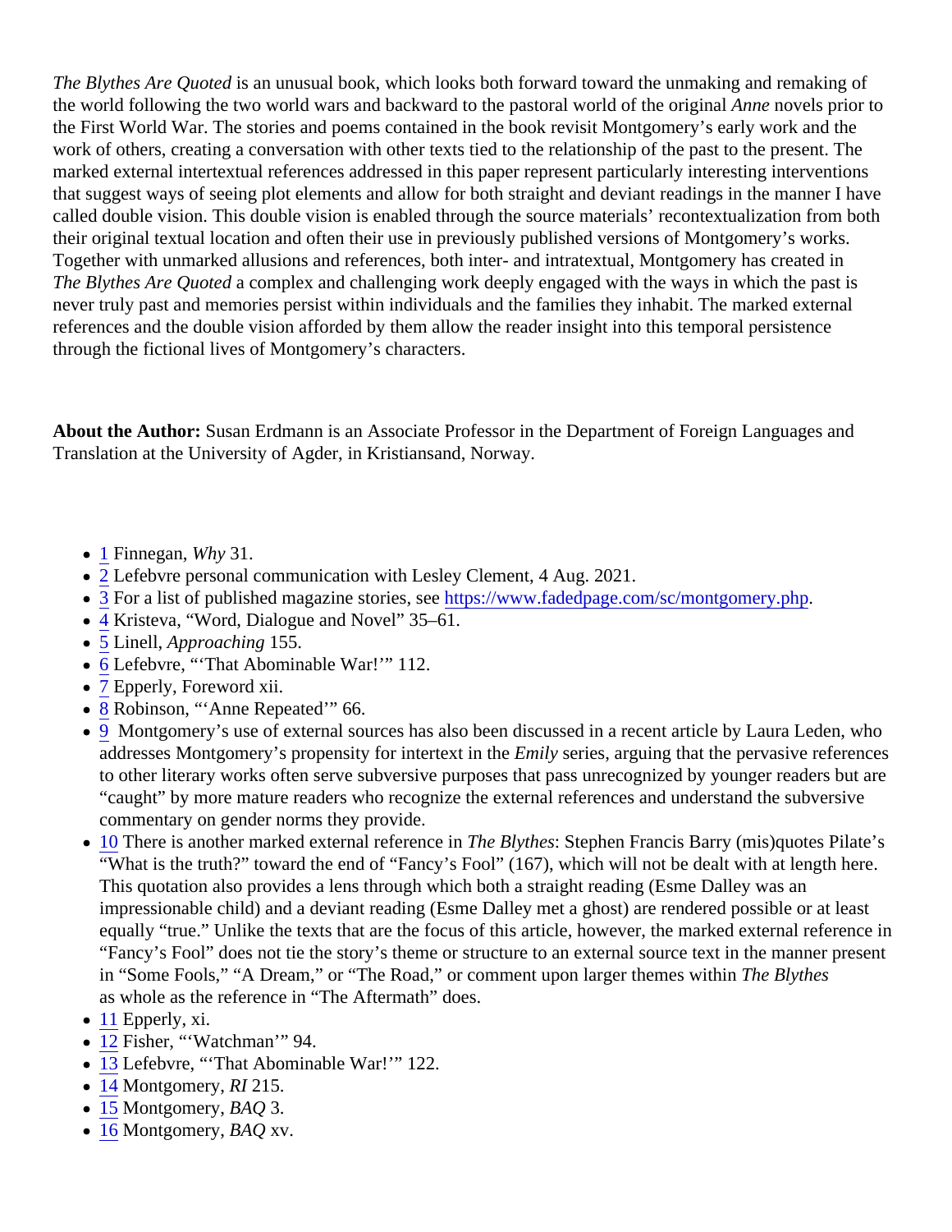*The Blythes Are Quoted* is an unusual book, which looks both forward toward the unmaking and remaking of the world following the two world wars and backward to the pastoral world of the original *Anne* novels prior to the First World War. The stories and poems contained in the book revisit Montgomery's early work and the work of others, creating a conversation with other texts tied to the relationship of the past to the present. The marked external intertextual references addressed in this paper represent particularly interesting interventions that suggest ways of seeing plot elements and allow for both straight and deviant readings in the manner I have called double vision. This double vision is enabled through the source materials' recontextualization from both their original textual location and often their use in previously published versions of Montgomery's works. Together with unmarked allusions and references, both inter- and intratextual, Montgomery has created in *The Blythes Are Quoted* a complex and challenging work deeply engaged with the ways in which the past is never truly past and memories persist within individuals and the families they inhabit. The marked external references and the double vision afforded by them allow the reader insight into this temporal persistence through the fictional lives of Montgomery's characters.

**About the Author:** Susan Erdmann is an Associate Professor in the Department of Foreign Languages and Translation at the University of Agder, in Kristiansand, Norway.

- 1 Finnegan, *Why* 31.
- 2 Lefebvre personal communication with Lesley Clement, 4 Aug. 2021.
- 3 For a list of published magazine stories, see https://www.fadedpage.com/sc/montgomery.php.
- 4 Kristeva, "Word, Dialogue and Novel" 35–61.
- 5 Linell, *Approaching* 155.
- 6 Lefebvre, "'That Abominable War!'" 112.
- 7 Epperly, Foreword xii.
- 8 Robinson, "'Anne Repeated'" 66.
- 9 Montgomery's use of external sources has also been discussed in a recent article by Laura Leden, who addresses Montgomery's propensity for intertext in the *Emily* series, arguing that the pervasive references to other literary works often serve subversive purposes that pass unrecognized by younger readers but are "caught" by more mature readers who recognize the external references and understand the subversive commentary on gender norms they provide.
- 10 There is another marked external reference in *The Blythes*: Stephen Francis Barry (mis)quotes Pilate's "What is the truth?" toward the end of "Fancy's Fool" (167), which will not be dealt with at length here. This quotation also provides a lens through which both a straight reading (Esme Dalley was an impressionable child) and a deviant reading (Esme Dalley met a ghost) are rendered possible or at least equally "true." Unlike the texts that are the focus of this article, however, the marked external reference in "Fancy's Fool" does not tie the story's theme or structure to an external source text in the manner present in "Some Fools," "A Dream," or "The Road," or comment upon larger themes within *The Blythes* as whole as the reference in "The Aftermath" does.
- 11 Epperly, xi.
- 12 Fisher, "'Watchman'" 94.
- 13 Lefebvre, "'That Abominable War!'" 122.
- 14 Montgomery, *RI* 215.
- 15 Montgomery, *BAQ* 3.
- 16 Montgomery, *BAQ* xv.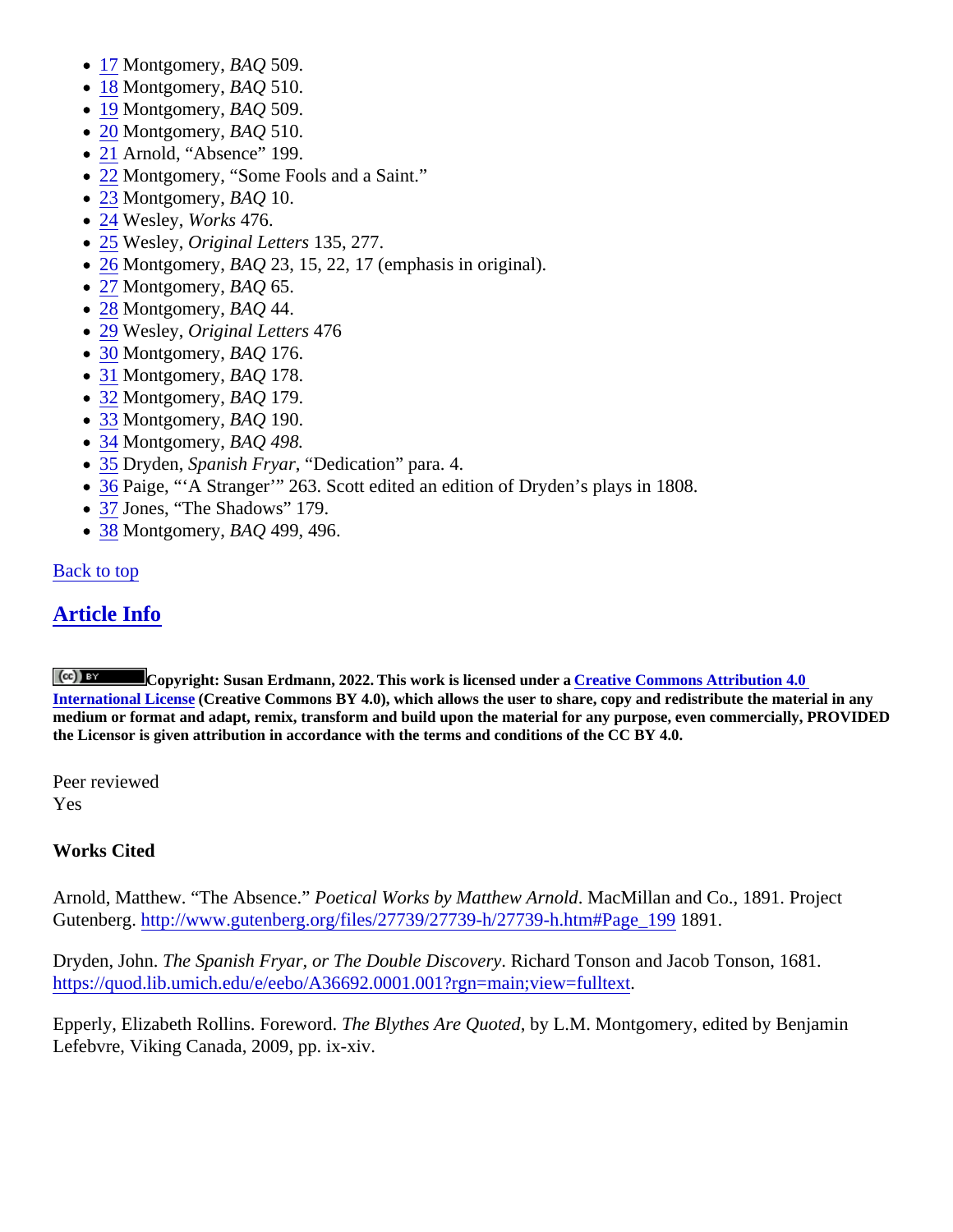- 17 Montgomery, *BAQ* 509.
- 18 Montgomery, *BAQ* 510.
- 19 Montgomery, *BAQ* 509.
- 20 Montgomery, *BAQ* 510.
- 21 Arnold, "Absence" 199.
- 22 Montgomery, "Some Fools and a Saint."
- 23 Montgomery, *BAQ* 10.
- 24 Wesley, *Works* 476.
- 25 Wesley, *Original Letters* 135, 277.
- 26 Montgomery, *BAQ* 23, 15, 22, 17 (emphasis in original).
- 27 Montgomery, *BAQ* 65.
- 28 Montgomery, *BAQ* 44.
- 29 Wesley, *Original Letters* 476
- 30 Montgomery, *BAQ* 176.
- 31 Montgomery, *BAQ* 178.
- 32 Montgomery, *BAQ* 179.
- 33 Montgomery, *BAQ* 190.
- 34 Montgomery, *BAQ 498.*
- 35 Dryden, *Spanish Fryar*, "Dedication" para. 4.
- 36 Paige, "'A Stranger'" 263. Scott edited an edition of Dryden's plays in 1808.
- 37 Jones, "The Shadows" 179.
- 38 Montgomery, *BAQ* 499, 496.

Back to top

## Article Info

**Copyright: Susan Erdmann, 2022. This work is licensed under a Creative Commons Attribution 4.0 International License (Creative Commons BY 4.0), which allows the user to share, copy and redistribute the material in any medium or format and adapt, remix, transform and build upon the material for any purpose, even commercially, PROVIDED the Licensor is given attribution in accordance with the terms and conditions of the CC BY 4.0.**

Peer reviewed
Yes

**Works Cited**

Arnold, Matthew. "The Absence." *Poetical Works by Matthew Arnold*. MacMillan and Co., 1891. Project Gutenberg. http://www.gutenberg.org/files/27739/27739-h/27739-h.htm#Page_199 1891.

Dryden, John. *The Spanish Fryar, or The Double Discovery*. Richard Tonson and Jacob Tonson, 1681. https://quod.lib.umich.edu/e/eebo/A36692.0001.001?rgn=main;view=fulltext.

Epperly, Elizabeth Rollins. Foreword. *The Blythes Are Quoted*, by L.M. Montgomery, edited by Benjamin Lefebvre, Viking Canada, 2009, pp. ix-xiv.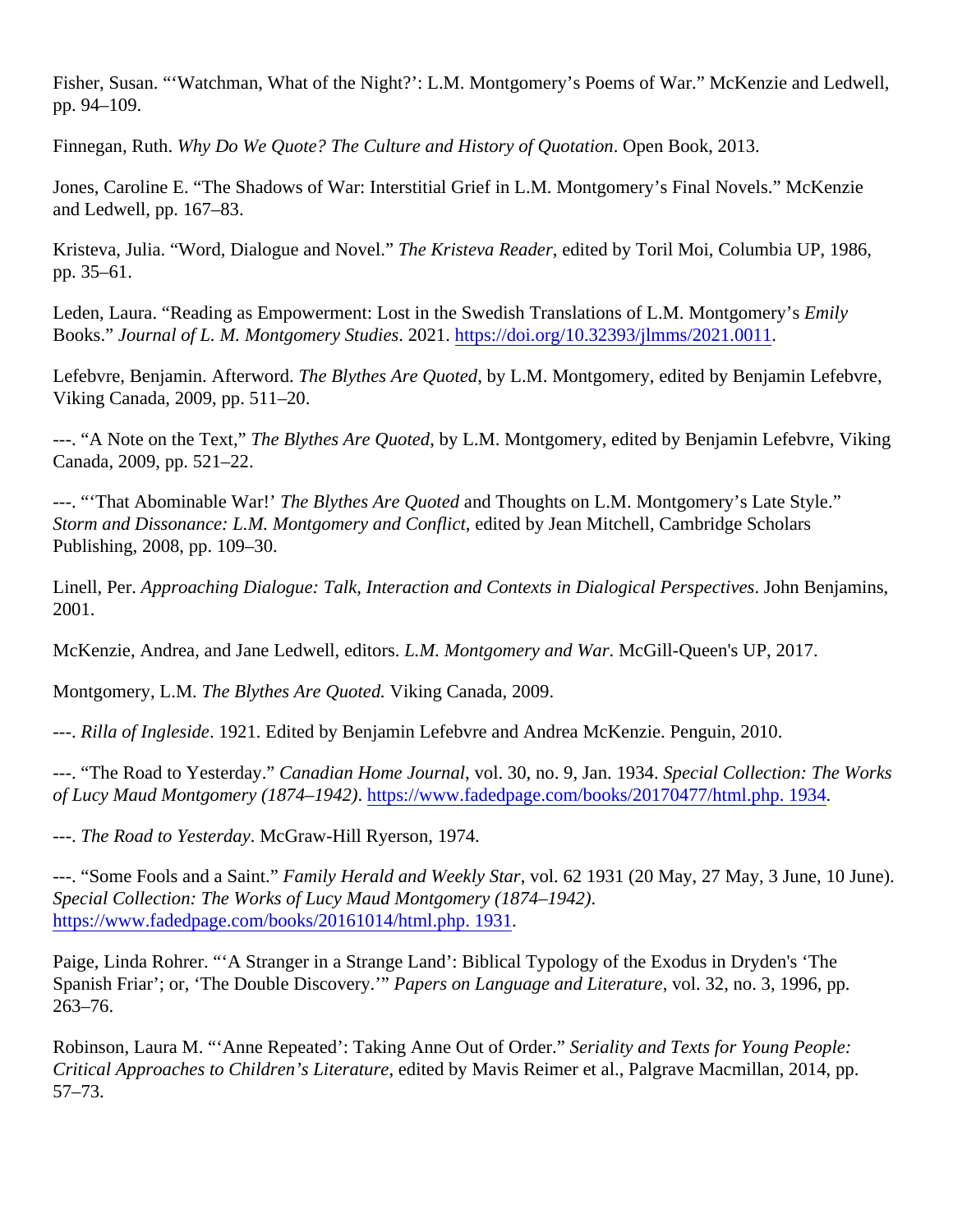Fisher, Susan. "'Watchman, What of the Night?': L.M. Montgomery's Poems of War." McKenzie and Ledwell, pp. 94–109.

Finnegan, Ruth. *Why Do We Quote? The Culture and History of Quotation*. Open Book, 2013.

Jones, Caroline E. "The Shadows of War: Interstitial Grief in L.M. Montgomery's Final Novels." McKenzie and Ledwell, pp. 167–83.

Kristeva, Julia. "Word, Dialogue and Novel." *The Kristeva Reader*, edited by Toril Moi, Columbia UP, 1986, pp. 35–61.

Leden, Laura. "Reading as Empowerment: Lost in the Swedish Translations of L.M. Montgomery's *Emily* Books." *Journal of L. M. Montgomery Studies*. 2021. https://doi.org/10.32393/jlmms/2021.0011.

Lefebvre, Benjamin. Afterword. *The Blythes Are Quoted*, by L.M. Montgomery, edited by Benjamin Lefebvre, Viking Canada, 2009, pp. 511–20.

---. "A Note on the Text," *The Blythes Are Quoted*, by L.M. Montgomery, edited by Benjamin Lefebvre, Viking Canada, 2009, pp. 521–22.

---. "'That Abominable War!' *The Blythes Are Quoted* and Thoughts on L.M. Montgomery's Late Style." *Storm and Dissonance: L.M. Montgomery and Conflict*, edited by Jean Mitchell, Cambridge Scholars Publishing, 2008, pp. 109–30.

Linell, Per. *Approaching Dialogue: Talk, Interaction and Contexts in Dialogical Perspectives*. John Benjamins, 2001.

McKenzie, Andrea, and Jane Ledwell, editors. *L.M. Montgomery and War*. McGill-Queen's UP, 2017.

Montgomery, L.M. *The Blythes Are Quoted.* Viking Canada, 2009.

---. *Rilla of Ingleside*. 1921. Edited by Benjamin Lefebvre and Andrea McKenzie. Penguin, 2010.

---. "The Road to Yesterday." *Canadian Home Journal*, vol. 30, no. 9, Jan. 1934. *Special Collection: The Works of Lucy Maud Montgomery (1874–1942)*. https://www.fadedpage.com/books/20170477/html.php. 1934.

---. *The Road to Yesterday*. McGraw-Hill Ryerson, 1974.

---. "Some Fools and a Saint." *Family Herald and Weekly Star*, vol. 62 1931 (20 May, 27 May, 3 June, 10 June). *Special Collection: The Works of Lucy Maud Montgomery (1874–1942)*. https://www.fadedpage.com/books/20161014/html.php. 1931.

Paige, Linda Rohrer. "'A Stranger in a Strange Land': Biblical Typology of the Exodus in Dryden's 'The Spanish Friar'; or, 'The Double Discovery.'" *Papers on Language and Literature*, vol. 32, no. 3, 1996, pp. 263–76.

Robinson, Laura M. "'Anne Repeated': Taking Anne Out of Order." *Seriality and Texts for Young People: Critical Approaches to Children's Literature*, edited by Mavis Reimer et al., Palgrave Macmillan, 2014, pp. 57–73.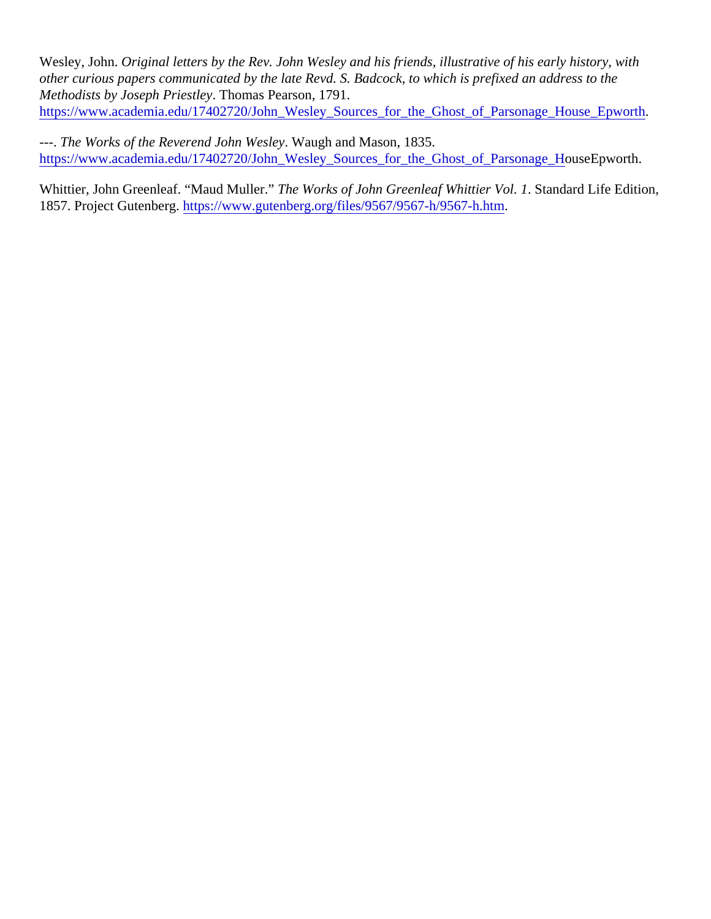Wesley, John. *Original letters by the Rev. John Wesley and his friends, illustrative of his early history, with other curious papers communicated by the late Revd. S. Badcock, to which is prefixed an address to the Methodists by Joseph Priestley*. Thomas Pearson, 1791. https://www.academia.edu/17402720/John_Wesley_Sources_for_the_Ghost_of_Parsonage_House_Epworth.

---. *The Works of the Reverend John Wesley*. Waugh and Mason, 1835. https://www.academia.edu/17402720/John_Wesley_Sources_for_the_Ghost_of_Parsonage_HouseEpworth.

Whittier, John Greenleaf. "Maud Muller." *The Works of John Greenleaf Whittier Vol. 1*. Standard Life Edition, 1857. Project Gutenberg. https://www.gutenberg.org/files/9567/9567-h/9567-h.htm.